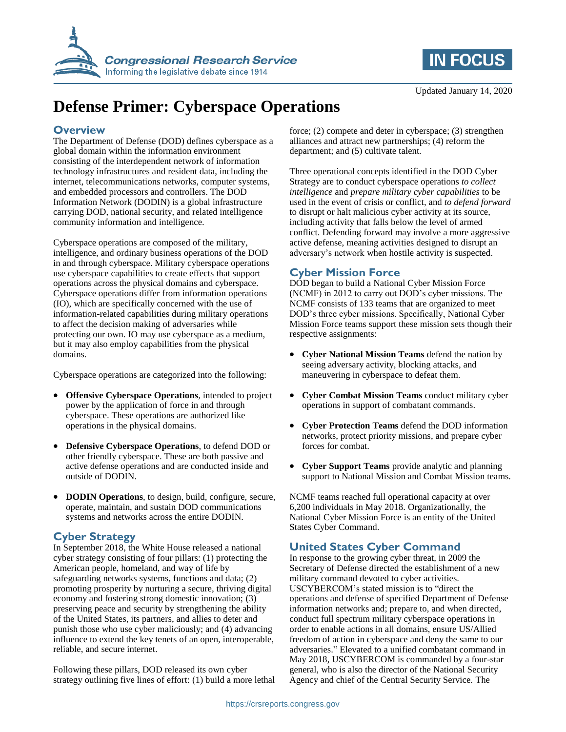Updated January 14, 2020

# Defense Primer: Cyberspace Operations

## Overview

The Department of Defense (DOD) defines cyberspace as a global domain within the information environment consisting of the interdependent network of information technology infrastructures and resident data, including the internet, telecommunications networks, computer systems, and embedded processors and controllers. The DOD Information Network (DODIN) is a global infrastructure carrying DOD, national security, and related intelligence community information and intelligence.

Cyberspace operations are composed of the military, intelligence, and ordinary business operations of the DOD in and through cyberspace. Military cyberspace operations use cyberspace capabilities to create effects that support operations across the physical domains and cyberspace. Cyberspace operations differ from information operations (IO), which are specifically concerned with the use of information-related capabilities during military operations to affect the decision making of adversaries while protecting our own. IO may use cyberspace as a medium, but it may also employ capabilities from the physical domains.

Cyberspace operations are categorized into the following:

- **Offensive Cyberspace Operations**, intended to project power by the application of force in and through cyberspace. These operations are authorized like operations in the physical domains.
- **Defensive Cyberspace Operations**, to defend DOD or other friendly cyberspace. These are both passive and active defense operations and are conducted inside and outside of DODIN.
- **DODIN Operations**, to design, build, configure, secure, operate, maintain, and sustain DOD communications systems and networks across the entire DODIN.

## Cyber Strategy

In September 2018, the White House released a national cyber strategy consisting of four pillars: (1) protecting the American people, homeland, and way of life by safeguarding networks systems, functions and data; (2) promoting prosperity by nurturing a secure, thriving digital economy and fostering strong domestic innovation; (3) preserving peace and security by strengthening the ability of the United States, its partners, and allies to deter and punish those who use cyber maliciously; and (4) advancing influence to extend the key tenets of an open, interoperable, reliable, and secure internet.

Following these pillars, DOD released its own cyber strategy outlining five lines of effort: (1) build a more lethal force; (2) compete and deter in cyberspace; (3) strengthen alliances and attract new partnerships; (4) reform the department; and (5) cultivate talent.

Three operational concepts identified in the DOD Cyber Strategy are to conduct cyberspace operations *to collect intelligence* and *prepare military cyber capabilities* to be used in the event of crisis or conflict, and *to defend forward* to disrupt or halt malicious cyber activity at its source, including activity that falls below the level of armed conflict. Defending forward may involve a more aggressive active defense, meaning activities designed to disrupt an adversary's network when hostile activity is suspected.

## Cyber Mission Force

DOD began to build a National Cyber Mission Force (NCMF) in 2012 to carry out DOD's cyber missions. The NCMF consists of 133 teams that are organized to meet DOD's three cyber missions. Specifically, National Cyber Mission Force teams support these mission sets though their respective assignments:

- **Cyber National Mission Teams** defend the nation by seeing adversary activity, blocking attacks, and maneuvering in cyberspace to defeat them.
- **Cyber Combat Mission Teams** conduct military cyber operations in support of combatant commands.
- **Cyber Protection Teams** defend the DOD information networks, protect priority missions, and prepare cyber forces for combat.
- **Cyber Support Teams** provide analytic and planning support to National Mission and Combat Mission teams.

NCMF teams reached full operational capacity at over 6,200 individuals in May 2018. Organizationally, the National Cyber Mission Force is an entity of the United States Cyber Command.

## United States Cyber Command

In response to the growing cyber threat, in 2009 the Secretary of Defense directed the establishment of a new military command devoted to cyber activities. USCYBERCOM's stated mission is to "direct the operations and defense of specified Department of Defense information networks and; prepare to, and when directed, conduct full spectrum military cyberspace operations in order to enable actions in all domains, ensure US/Allied freedom of action in cyberspace and deny the same to our adversaries." Elevated to a unified combatant command in May 2018, USCYBERCOM is commanded by a four-star general, who is also the director of the National Security Agency and chief of the Central Security Service. The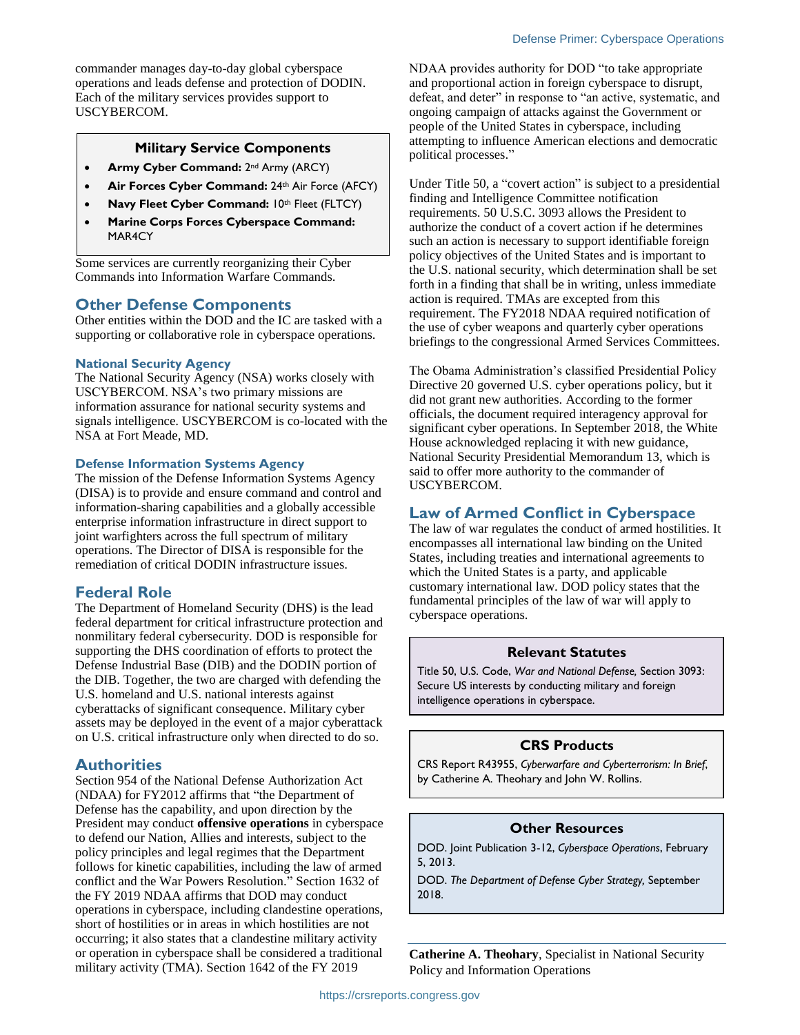commander manages day-to-day global cyberspace operations and leads defense and protection of DODIN. Each of the military services provides support to USCYBERCOM.

**Military Service Components**

- **Army Cyber Command:** 2nd Army (ARCY)
- **Air Forces Cyber Command:** 24th Air Force (AFCY)
- **Navy Fleet Cyber Command:** 10th Fleet (FLTCY)
- **Marine Corps Forces Cyberspace Command:** MAR4CY

Some services are currently reorganizing their Cyber Commands into Information Warfare Commands.

## Other Defense Components

Other entities within the DOD and the IC are tasked with a supporting or collaborative role in cyberspace operations.

### National Security Agency

The National Security Agency (NSA) works closely with USCYBERCOM. NSA's two primary missions are information assurance for national security systems and signals intelligence. USCYBERCOM is co-located with the NSA at Fort Meade, MD.

### Defense Information Systems Agency

The mission of the Defense Information Systems Agency (DISA) is to provide and ensure command and control and information-sharing capabilities and a globally accessible enterprise information infrastructure in direct support to joint warfighters across the full spectrum of military operations. The Director of DISA is responsible for the remediation of critical DODIN infrastructure issues.

## Federal Role

The Department of Homeland Security (DHS) is the lead federal department for critical infrastructure protection and nonmilitary federal cybersecurity. DOD is responsible for supporting the DHS coordination of efforts to protect the Defense Industrial Base (DIB) and the DODIN portion of the DIB. Together, the two are charged with defending the U.S. homeland and U.S. national interests against cyberattacks of significant consequence. Military cyber assets may be deployed in the event of a major cyberattack on U.S. critical infrastructure only when directed to do so.

## Authorities

Section 954 of the National Defense Authorization Act (NDAA) for FY2012 affirms that "the Department of Defense has the capability, and upon direction by the President may conduct **offensive operations** in cyberspace to defend our Nation, Allies and interests, subject to the policy principles and legal regimes that the Department follows for kinetic capabilities, including the law of armed conflict and the War Powers Resolution." Section 1632 of the FY 2019 NDAA affirms that DOD may conduct operations in cyberspace, including clandestine operations, short of hostilities or in areas in which hostilities are not occurring; it also states that a clandestine military activity or operation in cyberspace shall be considered a traditional military activity (TMA). Section 1642 of the FY 2019 NDAA provides authority for DOD "to take appropriate and proportional action in foreign cyberspace to disrupt, defeat, and deter" in response to "an active, systematic, and ongoing campaign of attacks against the Government or people of the United States in cyberspace, including attempting to influence American elections and democratic political processes."

Under Title 50, a "covert action" is subject to a presidential finding and Intelligence Committee notification requirements. 50 U.S.C. 3093 allows the President to authorize the conduct of a covert action if he determines such an action is necessary to support identifiable foreign policy objectives of the United States and is important to the U.S. national security, which determination shall be set forth in a finding that shall be in writing, unless immediate action is required. TMAs are excepted from this requirement. The FY2018 NDAA required notification of the use of cyber weapons and quarterly cyber operations briefings to the congressional Armed Services Committees.

The Obama Administration's classified Presidential Policy Directive 20 governed U.S. cyber operations policy, but it did not grant new authorities. According to the former officials, the document required interagency approval for significant cyber operations. In September 2018, the White House acknowledged replacing it with new guidance, National Security Presidential Memorandum 13, which is said to offer more authority to the commander of USCYBERCOM.

## Law of Armed Conflict in Cyberspace

The law of war regulates the conduct of armed hostilities. It encompasses all international law binding on the United States, including treaties and international agreements to which the United States is a party, and applicable customary international law. DOD policy states that the fundamental principles of the law of war will apply to cyberspace operations.

**Relevant Statutes**

Title 50, U.S. Code, *War and National Defense,* Section 3093: Secure US interests by conducting military and foreign intelligence operations in cyberspace.

**CRS Products**

CRS Report R43955, *Cyberwarfare and Cyberterrorism: In Brief*, by Catherine A. Theohary and John W. Rollins.

**Other Resources**

DOD. Joint Publication 3-12, *Cyberspace Operations*, February 5, 2013.

DOD. *The Department of Defense Cyber Strategy,* September 2018.

**Catherine A. Theohary**, Specialist in National Security Policy and Information Operations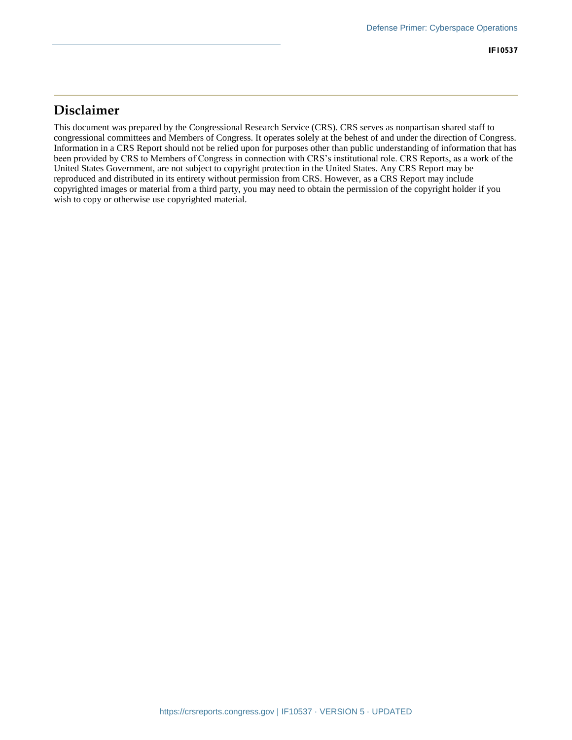## Disclaimer

This document was prepared by the Congressional Research Service (CRS). CRS serves as nonpartisan shared staff to congressional committees and Members of Congress. It operates solely at the behest of and under the direction of Congress. Information in a CRS Report should not be relied upon for purposes other than public understanding of information that has been provided by CRS to Members of Congress in connection with CRS's institutional role. CRS Reports, as a work of the United States Government, are not subject to copyright protection in the United States. Any CRS Report may be reproduced and distributed in its entirety without permission from CRS. However, as a CRS Report may include copyrighted images or material from a third party, you may need to obtain the permission of the copyright holder if you wish to copy or otherwise use copyrighted material.